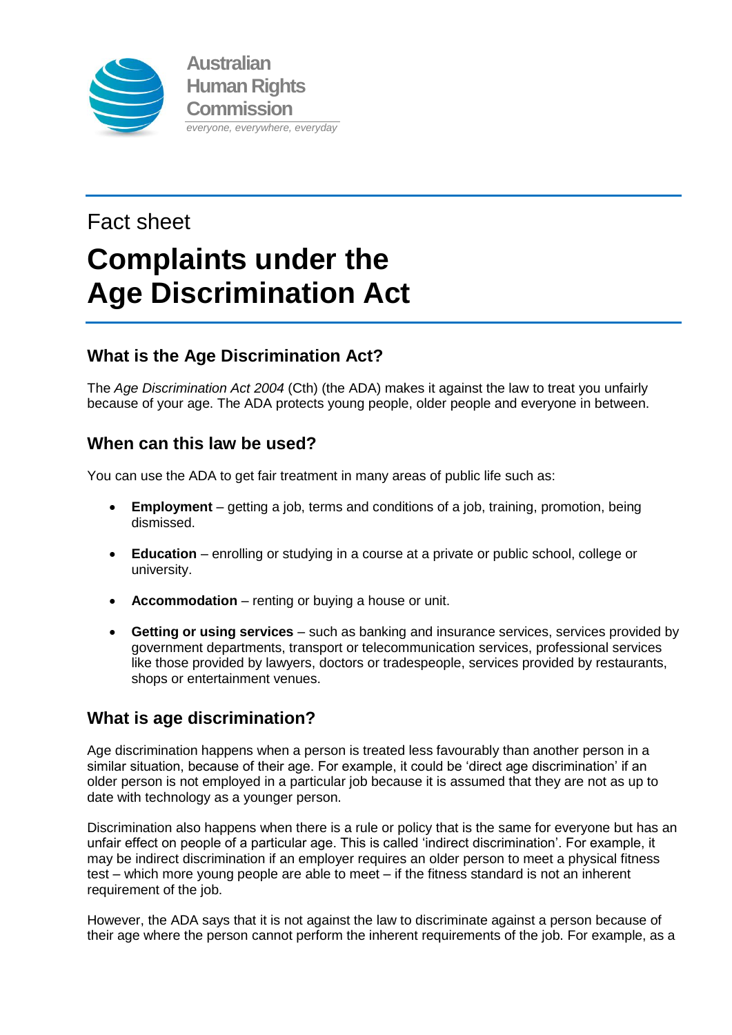Australian Human Rights Commission

*everyone, everywhere, everyday*

Fact sheet

# Complaints under the Age Discrimination Act

## What is the Age Discrimination Act?

The *Age Discrimination Act 2004* (Cth) (the ADA) makes it against the law to treat you unfairly because of your age. The ADA protects young people, older people and everyone in between.

## When can this law be used?

You can use the ADA to get fair treatment in many areas of public life such as:

- **Employment** – getting a job, terms and conditions of a job, training, promotion, being dismissed.
- **Education** – enrolling or studying in a course at a private or public school, college or university.
- **Accommodation** – renting or buying a house or unit.
- **Getting or using services** – such as banking and insurance services, services provided by government departments, transport or telecommunication services, professional services like those provided by lawyers, doctors or tradespeople, services provided by restaurants, shops or entertainment venues.

## What is age discrimination?

Age discrimination happens when a person is treated less favourably than another person in a similar situation, because of their age. For example, it could be 'direct age discrimination' if an older person is not employed in a particular job because it is assumed that they are not as up to date with technology as a younger person.

Discrimination also happens when there is a rule or policy that is the same for everyone but has an unfair effect on people of a particular age. This is called 'indirect discrimination'. For example, it may be indirect discrimination if an employer requires an older person to meet a physical fitness test – which more young people are able to meet – if the fitness standard is not an inherent requirement of the job.

However, the ADA says that it is not against the law to discriminate against a person because of their age where the person cannot perform the inherent requirements of the job. For example, as a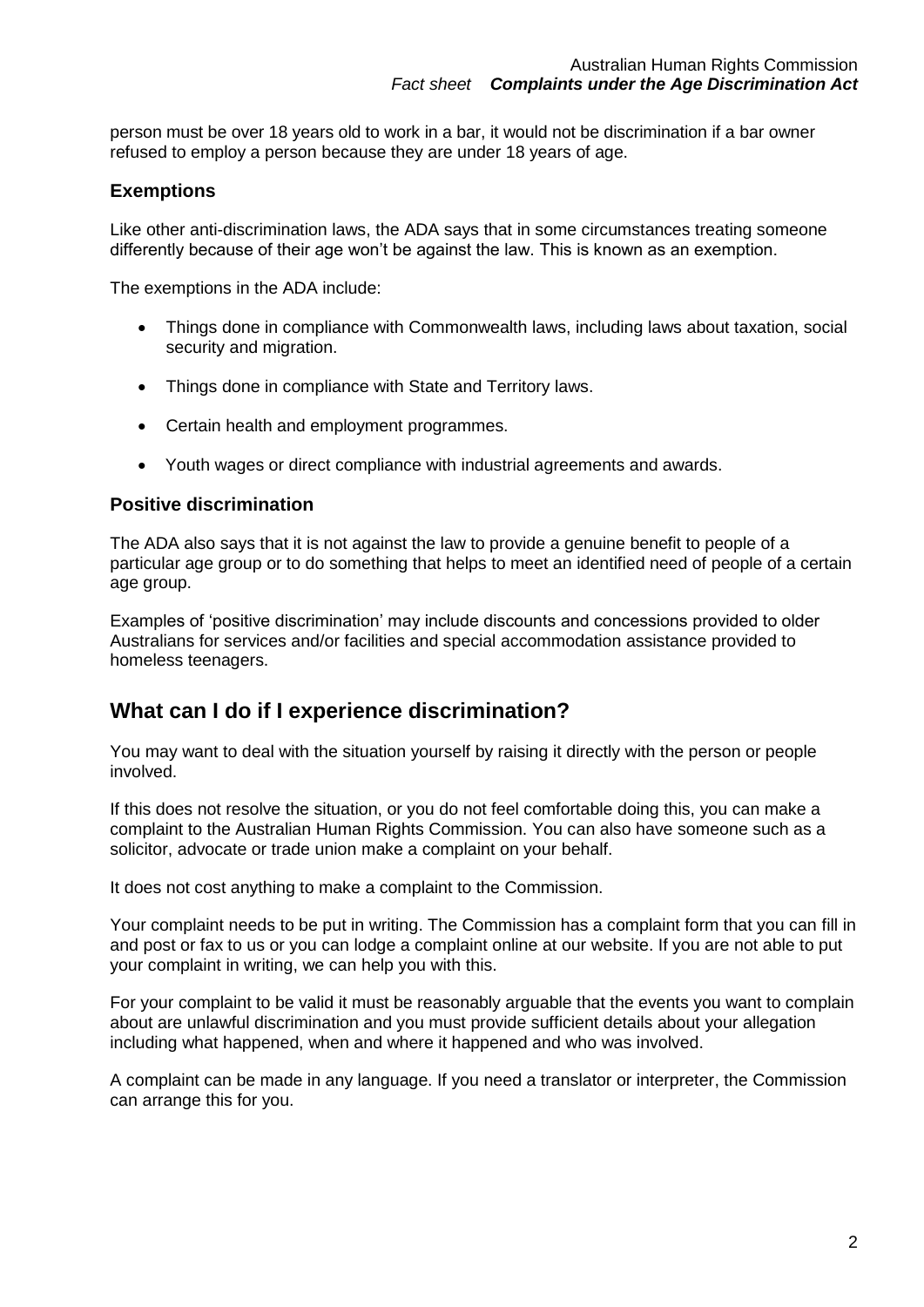person must be over 18 years old to work in a bar, it would not be discrimination if a bar owner refused to employ a person because they are under 18 years of age.

### Exemptions

Like other anti-discrimination laws, the ADA says that in some circumstances treating someone differently because of their age won't be against the law. This is known as an exemption.

The exemptions in the ADA include:

- Things done in compliance with Commonwealth laws, including laws about taxation, social security and migration.
- Things done in compliance with State and Territory laws.
- Certain health and employment programmes.
- Youth wages or direct compliance with industrial agreements and awards.

### Positive discrimination

The ADA also says that it is not against the law to provide a genuine benefit to people of a particular age group or to do something that helps to meet an identified need of people of a certain age group.

Examples of 'positive discrimination' may include discounts and concessions provided to older Australians for services and/or facilities and special accommodation assistance provided to homeless teenagers.

## What can I do if I experience discrimination?

You may want to deal with the situation yourself by raising it directly with the person or people involved.

If this does not resolve the situation, or you do not feel comfortable doing this, you can make a complaint to the Australian Human Rights Commission. You can also have someone such as a solicitor, advocate or trade union make a complaint on your behalf.

It does not cost anything to make a complaint to the Commission.

Your complaint needs to be put in writing. The Commission has a complaint form that you can fill in and post or fax to us or you can lodge a complaint online at our website. If you are not able to put your complaint in writing, we can help you with this.

For your complaint to be valid it must be reasonably arguable that the events you want to complain about are unlawful discrimination and you must provide sufficient details about your allegation including what happened, when and where it happened and who was involved.

A complaint can be made in any language. If you need a translator or interpreter, the Commission can arrange this for you.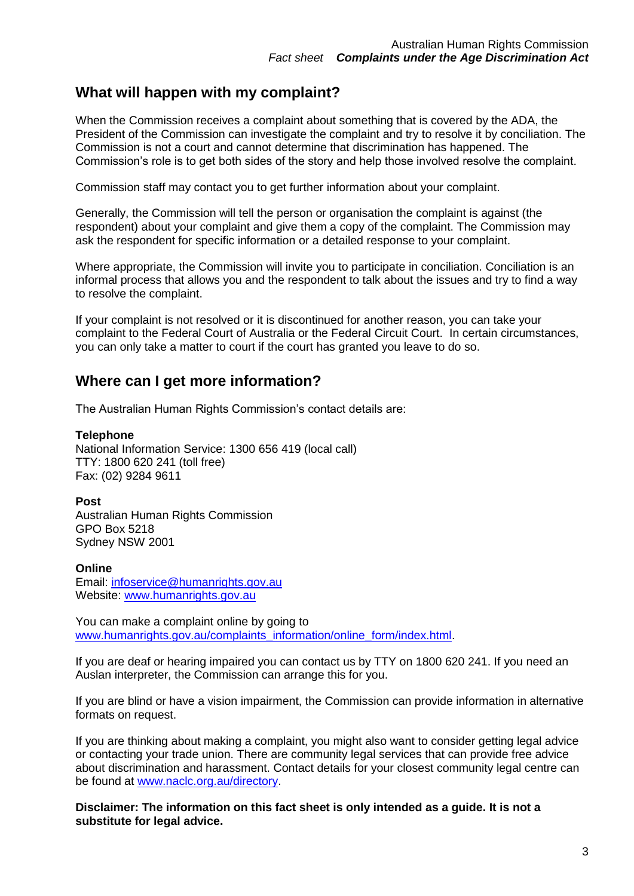## What will happen with my complaint?

When the Commission receives a complaint about something that is covered by the ADA, the President of the Commission can investigate the complaint and try to resolve it by conciliation. The Commission is not a court and cannot determine that discrimination has happened. The Commission's role is to get both sides of the story and help those involved resolve the complaint.

Commission staff may contact you to get further information about your complaint.

Generally, the Commission will tell the person or organisation the complaint is against (the respondent) about your complaint and give them a copy of the complaint. The Commission may ask the respondent for specific information or a detailed response to your complaint.

Where appropriate, the Commission will invite you to participate in conciliation. Conciliation is an informal process that allows you and the respondent to talk about the issues and try to find a way to resolve the complaint.

If your complaint is not resolved or it is discontinued for another reason, you can take your complaint to the Federal Court of Australia or the Federal Circuit Court. In certain circumstances, you can only take a matter to court if the court has granted you leave to do so.

## Where can I get more information?

The Australian Human Rights Commission's contact details are:

**Telephone**
National Information Service: 1300 656 419 (local call)
TTY: 1800 620 241 (toll free)
Fax: (02) 9284 9611

**Post**
Australian Human Rights Commission
GPO Box 5218
Sydney NSW 2001

**Online**
Email: infoservice@humanrights.gov.au
Website: www.humanrights.gov.au

You can make a complaint online by going to www.humanrights.gov.au/complaints_information/online_form/index.html.

If you are deaf or hearing impaired you can contact us by TTY on 1800 620 241. If you need an Auslan interpreter, the Commission can arrange this for you.

If you are blind or have a vision impairment, the Commission can provide information in alternative formats on request.

If you are thinking about making a complaint, you might also want to consider getting legal advice or contacting your trade union. There are community legal services that can provide free advice about discrimination and harassment. Contact details for your closest community legal centre can be found at www.naclc.org.au/directory.

**Disclaimer: The information on this fact sheet is only intended as a guide. It is not a substitute for legal advice.**